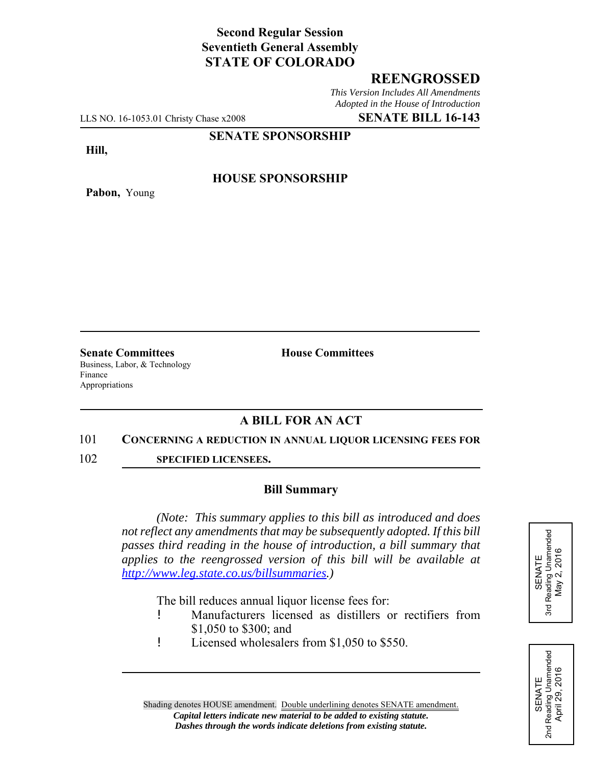**Second Regular Session**
**Seventieth General Assembly**
**STATE OF COLORADO**

# REENGROSSED

*This Version Includes All Amendments Adopted in the House of Introduction*

LLS NO. 16-1053.01 Christy Chase x2008 **SENATE BILL 16-143**

**SENATE SPONSORSHIP**

**Hill,**

**HOUSE SPONSORSHIP**

**Pabon,** Young

**Senate Committees**
Business, Labor, & Technology
Finance
Appropriations

**House Committees**

## A BILL FOR AN ACT

101 **CONCERNING A REDUCTION IN ANNUAL LIQUOR LICENSING FEES FOR**
102 **SPECIFIED LICENSEES.**

### Bill Summary

*(Note: This summary applies to this bill as introduced and does not reflect any amendments that may be subsequently adopted. If this bill passes third reading in the house of introduction, a bill summary that applies to the reengrossed version of this bill will be available at http://www.leg.state.co.us/billsummaries.)*

The bill reduces annual liquor license fees for:

- Manufacturers licensed as distillers or rectifiers from $1,050 to $300; and
- Licensed wholesalers from $1,050 to $550.

SENATE
3rd Reading Unamended
May 2, 2016

SENATE
2nd Reading Unamended
April 29, 2016

Shading denotes HOUSE amendment. Double underlining denotes SENATE amendment.
*Capital letters indicate new material to be added to existing statute.*
*Dashes through the words indicate deletions from existing statute.*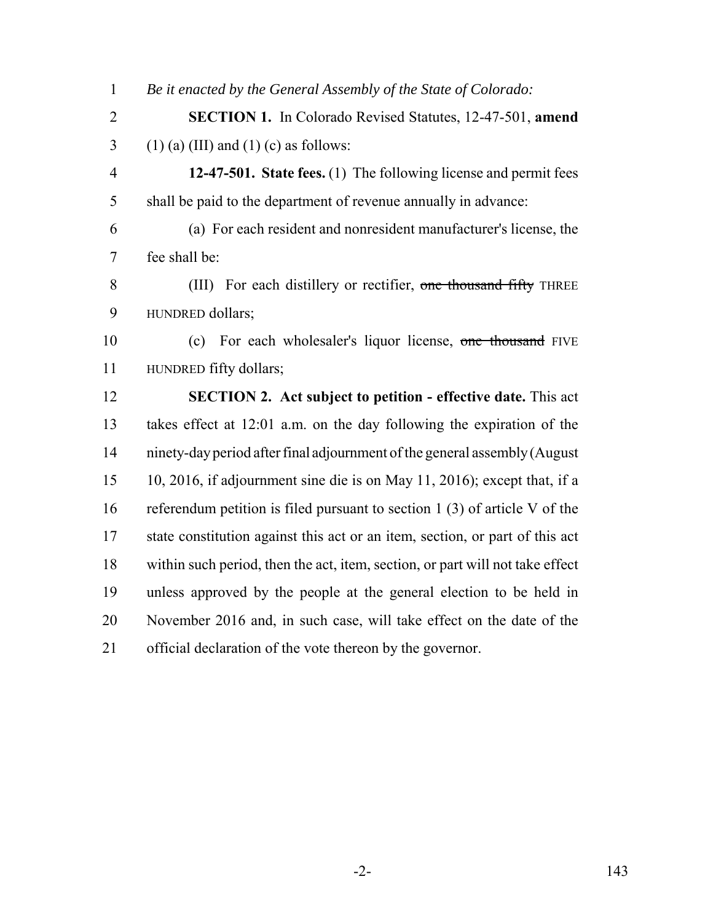*Be it enacted by the General Assembly of the State of Colorado:*

**SECTION 1.** In Colorado Revised Statutes, 12-47-501, **amend** (1) (a) (III) and (1) (c) as follows:

**12-47-501. State fees.** (1) The following license and permit fees shall be paid to the department of revenue annually in advance:

(a) For each resident and nonresident manufacturer's license, the fee shall be:

(III) For each distillery or rectifier, ~~one thousand fifty~~ THREE HUNDRED dollars;

(c) For each wholesaler's liquor license, ~~one thousand~~ FIVE HUNDRED fifty dollars;

**SECTION 2. Act subject to petition - effective date.** This act takes effect at 12:01 a.m. on the day following the expiration of the ninety-day period after final adjournment of the general assembly (August 10, 2016, if adjournment sine die is on May 11, 2016); except that, if a referendum petition is filed pursuant to section 1 (3) of article V of the state constitution against this act or an item, section, or part of this act within such period, then the act, item, section, or part will not take effect unless approved by the people at the general election to be held in November 2016 and, in such case, will take effect on the date of the official declaration of the vote thereon by the governor.